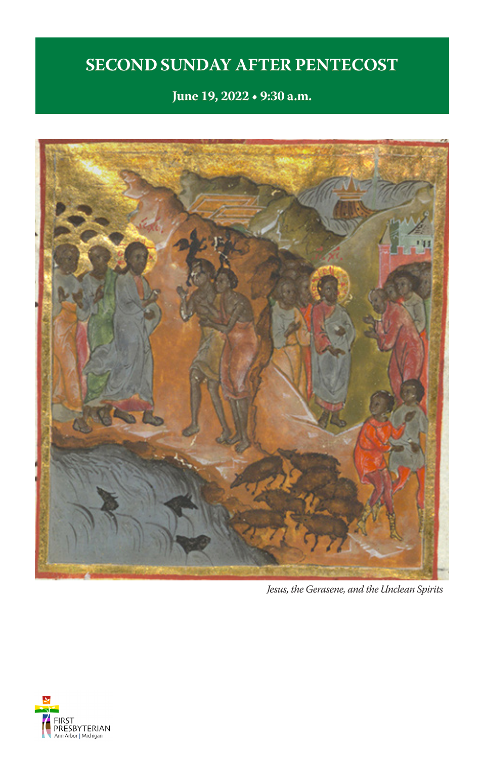# SECOND SUNDAY AFTER PENTECOST

**June 19, 2022 • 9:30 a.m.**

*Jesus, the Gerasene, and the Unclean Spirits*

FIRST PRESBYTERIAN
Ann Arbor | Michigan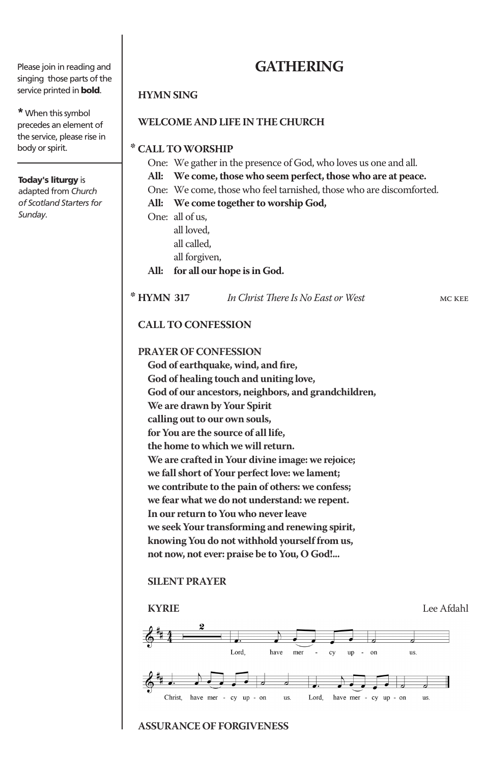Please join in reading and singing those parts of the service printed in **bold**.

\* When this symbol precedes an element of the service, please rise in body or spirit.

---

**Today's liturgy** is adapted from *Church of Scotland Starters for Sunday*.

# GATHERING

**HYMN SING**

**WELCOME AND LIFE IN THE CHURCH**

**\* CALL TO WORSHIP**

One: We gather in the presence of God, who loves us one and all.
**All: We come, those who seem perfect, those who are at peace.**
One: We come, those who feel tarnished, those who are discomforted.
**All: We come together to worship God,**
One: all of us,
all loved,
all called,
all forgiven,
**All: for all our hope is in God.**

**\* HYMN 317** *In Christ There Is No East or West* MC KEE

**CALL TO CONFESSION**

**PRAYER OF CONFESSION**

**God of earthquake, wind, and fire,**
**God of healing touch and uniting love,**
**God of our ancestors, neighbors, and grandchildren,**
**We are drawn by Your Spirit**
**calling out to our own souls,**
**for You are the source of all life,**
**the home to which we will return.**
**We are crafted in Your divine image: we rejoice;**
**we fall short of Your perfect love: we lament;**
**we contribute to the pain of others: we confess;**
**we fear what we do not understand: we repent.**
**In our return to You who never leave**
**we seek Your transforming and renewing spirit,**
**knowing You do not withhold yourself from us,**
**not now, not ever: praise be to You, O God!...**

**SILENT PRAYER**

**KYRIE** Lee Afdahl

Lord, have mercy upon us. Christ, have mercy upon us. Lord, have mercy upon us.

**ASSURANCE OF FORGIVENESS**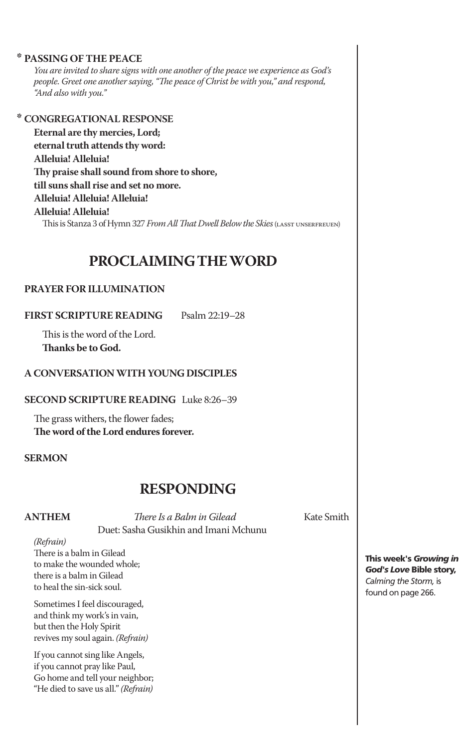**\* PASSING OF THE PEACE**

*You are invited to share signs with one another of the peace we experience as God's people. Greet one another saying, "The peace of Christ be with you," and respond, "And also with you."*

**\* CONGREGATIONAL RESPONSE**

**Eternal are thy mercies, Lord;**
**eternal truth attends thy word:**
**Alleluia! Alleluia!**
**Thy praise shall sound from shore to shore,**
**till suns shall rise and set no more.**
**Alleluia! Alleluia! Alleluia!**
**Alleluia! Alleluia!**

This is Stanza 3 of Hymn 327 *From All That Dwell Below the Skies* (LASST UNSERFREUEN)

## PROCLAIMING THE WORD

**PRAYER FOR ILLUMINATION**

**FIRST SCRIPTURE READING** Psalm 22:19–28

This is the word of the Lord.
**Thanks be to God.**

**A CONVERSATION WITH YOUNG DISCIPLES**

**SECOND SCRIPTURE READING** Luke 8:26–39

The grass withers, the flower fades;
**The word of the Lord endures forever.**

**SERMON**

## RESPONDING

**ANTHEM** *There Is a Balm in Gilead* Kate Smith
Duet: Sasha Gusikhin and Imani Mchunu

*(Refrain)*
There is a balm in Gilead
to make the wounded whole;
there is a balm in Gilead
to heal the sin-sick soul.

Sometimes I feel discouraged,
and think my work's in vain,
but then the Holy Spirit
revives my soul again. *(Refrain)*

If you cannot sing like Angels,
if you cannot pray like Paul,
Go home and tell your neighbor;
"He died to save us all." *(Refrain)*

**This week's *Growing in God's Love* Bible story,** *Calming the Storm,* is found on page 266.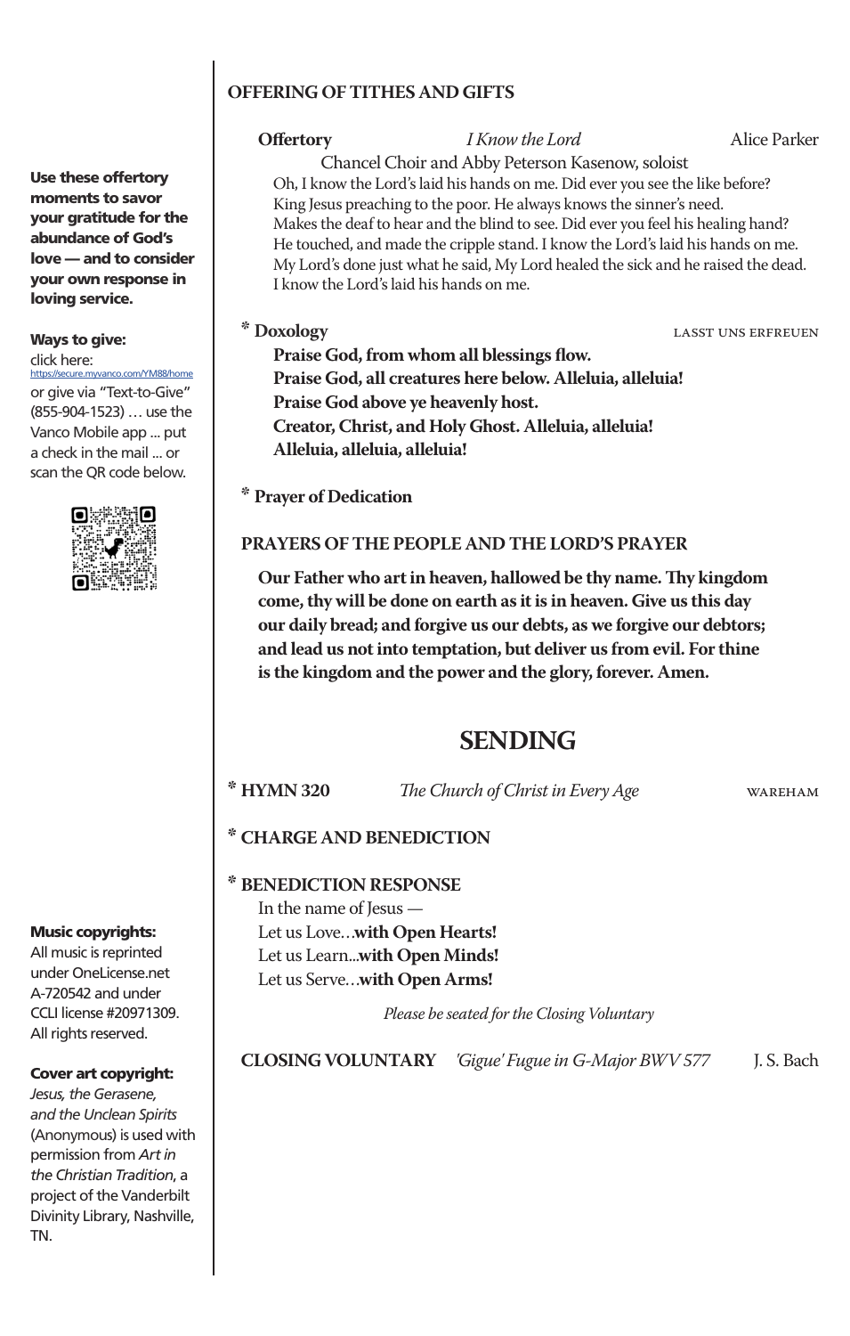## OFFERING OF TITHES AND GIFTS

**Offertory** *I Know the Lord* Alice Parker

Chancel Choir and Abby Peterson Kasenow, soloist

Oh, I know the Lord's laid his hands on me. Did ever you see the like before?
King Jesus preaching to the poor. He always knows the sinner's need.
Makes the deaf to hear and the blind to see. Did ever you feel his healing hand?
He touched, and made the cripple stand. I know the Lord's laid his hands on me.
My Lord's done just what he said, My Lord healed the sick and he raised the dead.
I know the Lord's laid his hands on me.

\* **Doxology** LASST UNS ERFREUEN

**Praise God, from whom all blessings flow.**
**Praise God, all creatures here below. Alleluia, alleluia!**
**Praise God above ye heavenly host.**
**Creator, Christ, and Holy Ghost. Alleluia, alleluia!**
**Alleluia, alleluia, alleluia!**

\* **Prayer of Dedication**

## PRAYERS OF THE PEOPLE AND THE LORD'S PRAYER

**Our Father who art in heaven, hallowed be thy name. Thy kingdom come, thy will be done on earth as it is in heaven. Give us this day our daily bread; and forgive us our debts, as we forgive our debtors; and lead us not into temptation, but deliver us from evil. For thine is the kingdom and the power and the glory, forever. Amen.**

# SENDING

\* **HYMN 320** *The Church of Christ in Every Age* WAREHAM

\* **CHARGE AND BENEDICTION**

\* **BENEDICTION RESPONSE**

In the name of Jesus —
Let us Love…**with Open Hearts!**
Let us Learn...**with Open Minds!**
Let us Serve…**with Open Arms!**

*Please be seated for the Closing Voluntary*

**CLOSING VOLUNTARY** *'Gigue' Fugue in G-Major BWV 577* J. S. Bach

---

**Use these offertory moments to savor your gratitude for the abundance of God's love — and to consider your own response in loving service.**

**Ways to give:**
click here:
https://secure.myvanco.com/YM88/home
or give via "Text-to-Give" (855-904-1523) … use the Vanco Mobile app ... put a check in the mail ... or scan the QR code below.

**Music copyrights:**
All music is reprinted under OneLicense.net A-720542 and under CCLI license #20971309. All rights reserved.

**Cover art copyright:**
*Jesus, the Gerasene, and the Unclean Spirits* (Anonymous) is used with permission from *Art in the Christian Tradition*, a project of the Vanderbilt Divinity Library, Nashville, TN.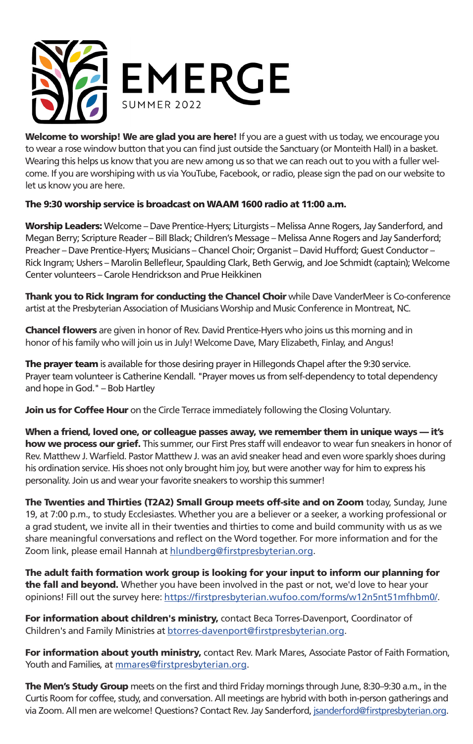# EMERGE

SUMMER 2022

**Welcome to worship! We are glad you are here!** If you are a guest with us today, we encourage you to wear a rose window button that you can find just outside the Sanctuary (or Monteith Hall) in a basket. Wearing this helps us know that you are new among us so that we can reach out to you with a fuller welcome. If you are worshiping with us via YouTube, Facebook, or radio, please sign the pad on our website to let us know you are here.

**The 9:30 worship service is broadcast on WAAM 1600 radio at 11:00 a.m.**

**Worship Leaders:** Welcome – Dave Prentice-Hyers; Liturgists – Melissa Anne Rogers, Jay Sanderford, and Megan Berry; Scripture Reader – Bill Black; Children's Message – Melissa Anne Rogers and Jay Sanderford; Preacher – Dave Prentice-Hyers; Musicians – Chancel Choir; Organist – David Hufford; Guest Conductor – Rick Ingram; Ushers – Marolin Bellefleur, Spaulding Clark, Beth Gerwig, and Joe Schmidt (captain); Welcome Center volunteers – Carole Hendrickson and Prue Heikkinen

**Thank you to Rick Ingram for conducting the Chancel Choir** while Dave VanderMeer is Co-conference artist at the Presbyterian Association of Musicians Worship and Music Conference in Montreat, NC.

**Chancel flowers** are given in honor of Rev. David Prentice-Hyers who joins us this morning and in honor of his family who will join us in July! Welcome Dave, Mary Elizabeth, Finlay, and Angus!

**The prayer team** is available for those desiring prayer in Hillegonds Chapel after the 9:30 service. Prayer team volunteer is Catherine Kendall. "Prayer moves us from self-dependency to total dependency and hope in God." – Bob Hartley

**Join us for Coffee Hour** on the Circle Terrace immediately following the Closing Voluntary.

**When a friend, loved one, or colleague passes away, we remember them in unique ways — it's how we process our grief.** This summer, our First Pres staff will endeavor to wear fun sneakers in honor of Rev. Matthew J. Warfield. Pastor Matthew J. was an avid sneaker head and even wore sparkly shoes during his ordination service. His shoes not only brought him joy, but were another way for him to express his personality. Join us and wear your favorite sneakers to worship this summer!

**The Twenties and Thirties (T2A2) Small Group meets off-site and on Zoom** today, Sunday, June 19, at 7:00 p.m., to study Ecclesiastes. Whether you are a believer or a seeker, a working professional or a grad student, we invite all in their twenties and thirties to come and build community with us as we share meaningful conversations and reflect on the Word together. For more information and for the Zoom link, please email Hannah at hlundberg@firstpresbyterian.org.

**The adult faith formation work group is looking for your input to inform our planning for the fall and beyond.** Whether you have been involved in the past or not, we'd love to hear your opinions! Fill out the survey here: https://firstpresbyterian.wufoo.com/forms/w12n5nt51mfhbm0/.

**For information about children's ministry,** contact Beca Torres-Davenport, Coordinator of Children's and Family Ministries at btorres-davenport@firstpresbyterian.org.

**For information about youth ministry,** contact Rev. Mark Mares, Associate Pastor of Faith Formation, Youth and Families, at mmares@firstpresbyterian.org.

**The Men's Study Group** meets on the first and third Friday mornings through June, 8:30–9:30 a.m., in the Curtis Room for coffee, study, and conversation. All meetings are hybrid with both in-person gatherings and via Zoom. All men are welcome! Questions? Contact Rev. Jay Sanderford, jsanderford@firstpresbyterian.org.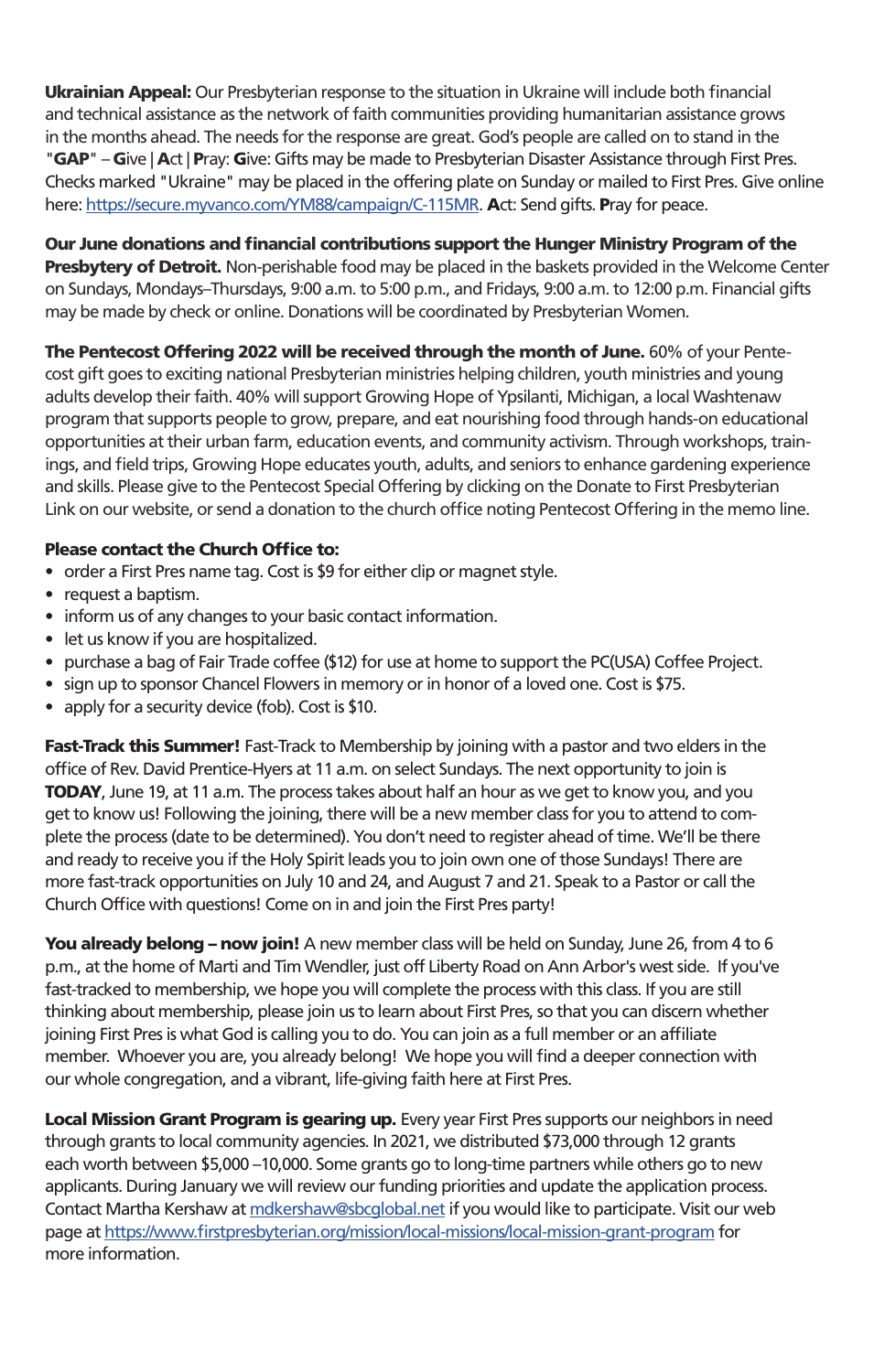**Ukrainian Appeal:** Our Presbyterian response to the situation in Ukraine will include both financial and technical assistance as the network of faith communities providing humanitarian assistance grows in the months ahead. The needs for the response are great. God's people are called on to stand in the "**GAP**" – **G**ive | **A**ct | **P**ray: **G**ive: Gifts may be made to Presbyterian Disaster Assistance through First Pres. Checks marked "Ukraine" may be placed in the offering plate on Sunday or mailed to First Pres. Give online here: https://secure.myvanco.com/YM88/campaign/C-115MR. **A**ct: Send gifts. **P**ray for peace.

**Our June donations and financial contributions support the Hunger Ministry Program of the Presbytery of Detroit.** Non-perishable food may be placed in the baskets provided in the Welcome Center on Sundays, Mondays–Thursdays, 9:00 a.m. to 5:00 p.m., and Fridays, 9:00 a.m. to 12:00 p.m. Financial gifts may be made by check or online. Donations will be coordinated by Presbyterian Women.

**The Pentecost Offering 2022 will be received through the month of June.** 60% of your Pentecost gift goes to exciting national Presbyterian ministries helping children, youth ministries and young adults develop their faith. 40% will support Growing Hope of Ypsilanti, Michigan, a local Washtenaw program that supports people to grow, prepare, and eat nourishing food through hands-on educational opportunities at their urban farm, education events, and community activism. Through workshops, trainings, and field trips, Growing Hope educates youth, adults, and seniors to enhance gardening experience and skills. Please give to the Pentecost Special Offering by clicking on the Donate to First Presbyterian Link on our website, or send a donation to the church office noting Pentecost Offering in the memo line.

**Please contact the Church Office to:**

- order a First Pres name tag. Cost is $9 for either clip or magnet style.
- request a baptism.
- inform us of any changes to your basic contact information.
- let us know if you are hospitalized.
- purchase a bag of Fair Trade coffee ($12) for use at home to support the PC(USA) Coffee Project.
- sign up to sponsor Chancel Flowers in memory or in honor of a loved one. Cost is $75.
- apply for a security device (fob). Cost is $10.

**Fast-Track this Summer!** Fast-Track to Membership by joining with a pastor and two elders in the office of Rev. David Prentice-Hyers at 11 a.m. on select Sundays. The next opportunity to join is **TODAY**, June 19, at 11 a.m. The process takes about half an hour as we get to know you, and you get to know us! Following the joining, there will be a new member class for you to attend to complete the process (date to be determined). You don't need to register ahead of time. We'll be there and ready to receive you if the Holy Spirit leads you to join own one of those Sundays! There are more fast-track opportunities on July 10 and 24, and August 7 and 21. Speak to a Pastor or call the Church Office with questions! Come on in and join the First Pres party!

**You already belong – now join!** A new member class will be held on Sunday, June 26, from 4 to 6 p.m., at the home of Marti and Tim Wendler, just off Liberty Road on Ann Arbor's west side. If you've fast-tracked to membership, we hope you will complete the process with this class. If you are still thinking about membership, please join us to learn about First Pres, so that you can discern whether joining First Pres is what God is calling you to do. You can join as a full member or an affiliate member. Whoever you are, you already belong! We hope you will find a deeper connection with our whole congregation, and a vibrant, life-giving faith here at First Pres.

**Local Mission Grant Program is gearing up.** Every year First Pres supports our neighbors in need through grants to local community agencies. In 2021, we distributed $73,000 through 12 grants each worth between $5,000 –10,000. Some grants go to long-time partners while others go to new applicants. During January we will review our funding priorities and update the application process. Contact Martha Kershaw at mdkershaw@sbcglobal.net if you would like to participate. Visit our web page at https://www.firstpresbyterian.org/mission/local-missions/local-mission-grant-program for more information.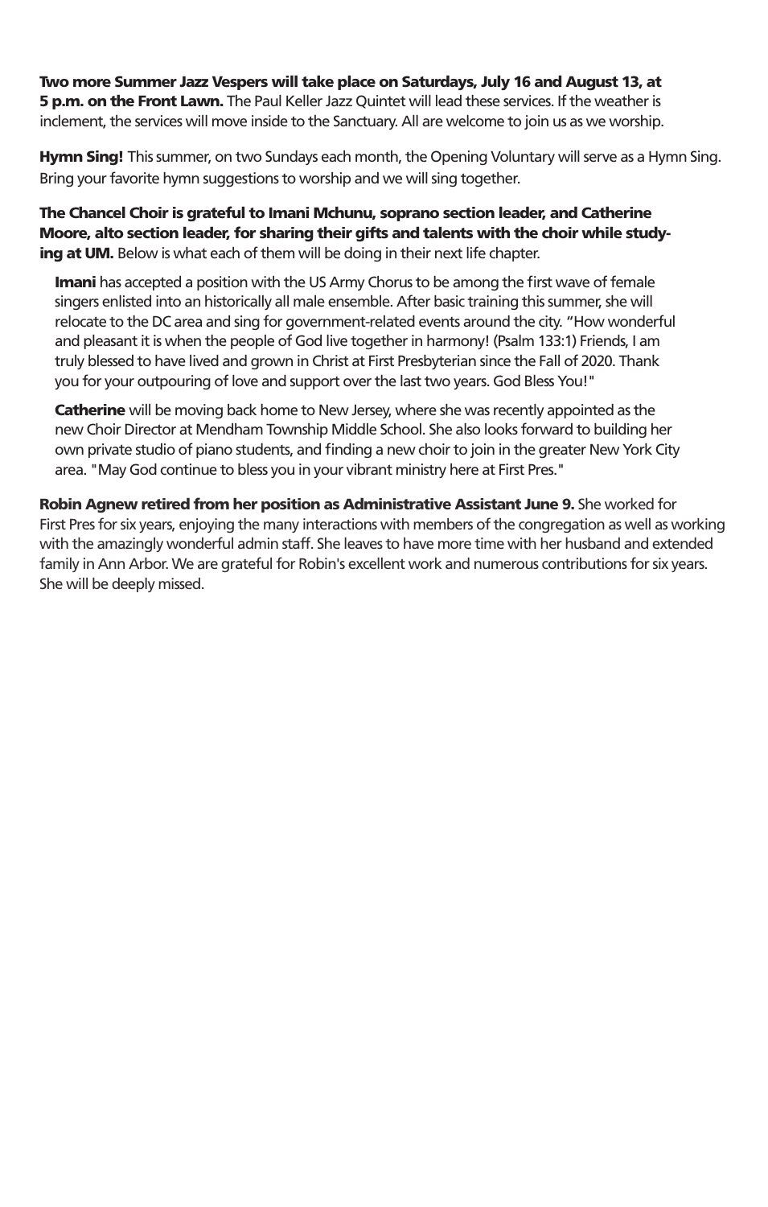**Two more Summer Jazz Vespers will take place on Saturdays, July 16 and August 13, at 5 p.m. on the Front Lawn.** The Paul Keller Jazz Quintet will lead these services. If the weather is inclement, the services will move inside to the Sanctuary. All are welcome to join us as we worship.

**Hymn Sing!** This summer, on two Sundays each month, the Opening Voluntary will serve as a Hymn Sing. Bring your favorite hymn suggestions to worship and we will sing together.

**The Chancel Choir is grateful to Imani Mchunu, soprano section leader, and Catherine Moore, alto section leader, for sharing their gifts and talents with the choir while studying at UM.** Below is what each of them will be doing in their next life chapter.

**Imani** has accepted a position with the US Army Chorus to be among the first wave of female singers enlisted into an historically all male ensemble. After basic training this summer, she will relocate to the DC area and sing for government-related events around the city. "How wonderful and pleasant it is when the people of God live together in harmony! (Psalm 133:1) Friends, I am truly blessed to have lived and grown in Christ at First Presbyterian since the Fall of 2020. Thank you for your outpouring of love and support over the last two years. God Bless You!"

**Catherine** will be moving back home to New Jersey, where she was recently appointed as the new Choir Director at Mendham Township Middle School. She also looks forward to building her own private studio of piano students, and finding a new choir to join in the greater New York City area. "May God continue to bless you in your vibrant ministry here at First Pres."

**Robin Agnew retired from her position as Administrative Assistant June 9.** She worked for First Pres for six years, enjoying the many interactions with members of the congregation as well as working with the amazingly wonderful admin staff. She leaves to have more time with her husband and extended family in Ann Arbor. We are grateful for Robin's excellent work and numerous contributions for six years. She will be deeply missed.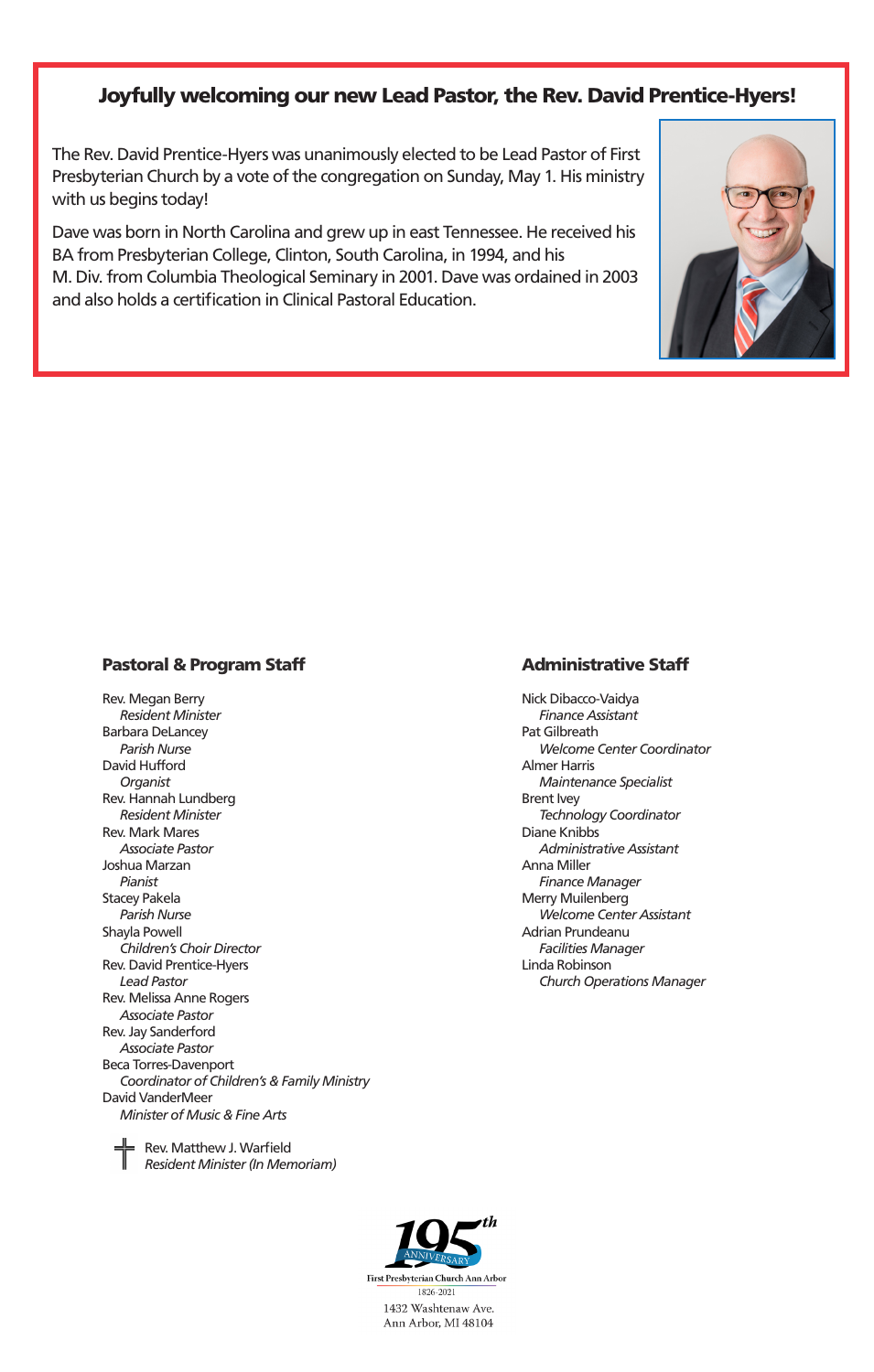## Joyfully welcoming our new Lead Pastor, the Rev. David Prentice-Hyers!

The Rev. David Prentice-Hyers was unanimously elected to be Lead Pastor of First Presbyterian Church by a vote of the congregation on Sunday, May 1. His ministry with us begins today!

Dave was born in North Carolina and grew up in east Tennessee. He received his BA from Presbyterian College, Clinton, South Carolina, in 1994, and his M. Div. from Columbia Theological Seminary in 2001. Dave was ordained in 2003 and also holds a certification in Clinical Pastoral Education.

### Pastoral & Program Staff

Rev. Megan Berry
*Resident Minister*
Barbara DeLancey
*Parish Nurse*
David Hufford
*Organist*
Rev. Hannah Lundberg
*Resident Minister*
Rev. Mark Mares
*Associate Pastor*
Joshua Marzan
*Pianist*
Stacey Pakela
*Parish Nurse*
Shayla Powell
*Children's Choir Director*
Rev. David Prentice-Hyers
*Lead Pastor*
Rev. Melissa Anne Rogers
*Associate Pastor*
Rev. Jay Sanderford
*Associate Pastor*
Beca Torres-Davenport
*Coordinator of Children's & Family Ministry*
David VanderMeer
*Minister of Music & Fine Arts*

Rev. Matthew J. Warfield
*Resident Minister (In Memoriam)*

### Administrative Staff

Nick Dibacco-Vaidya
*Finance Assistant*
Pat Gilbreath
*Welcome Center Coordinator*
Almer Harris
*Maintenance Specialist*
Brent Ivey
*Technology Coordinator*
Diane Knibbs
*Administrative Assistant*
Anna Miller
*Finance Manager*
Merry Mulenberg
*Welcome Center Assistant*
Adrian Prundeanu
*Facilities Manager*
Linda Robinson
*Church Operations Manager*

195th ANNIVERSARY
First Presbyterian Church Ann Arbor
1826-2021
1432 Washtenaw Ave.
Ann Arbor, MI 48104